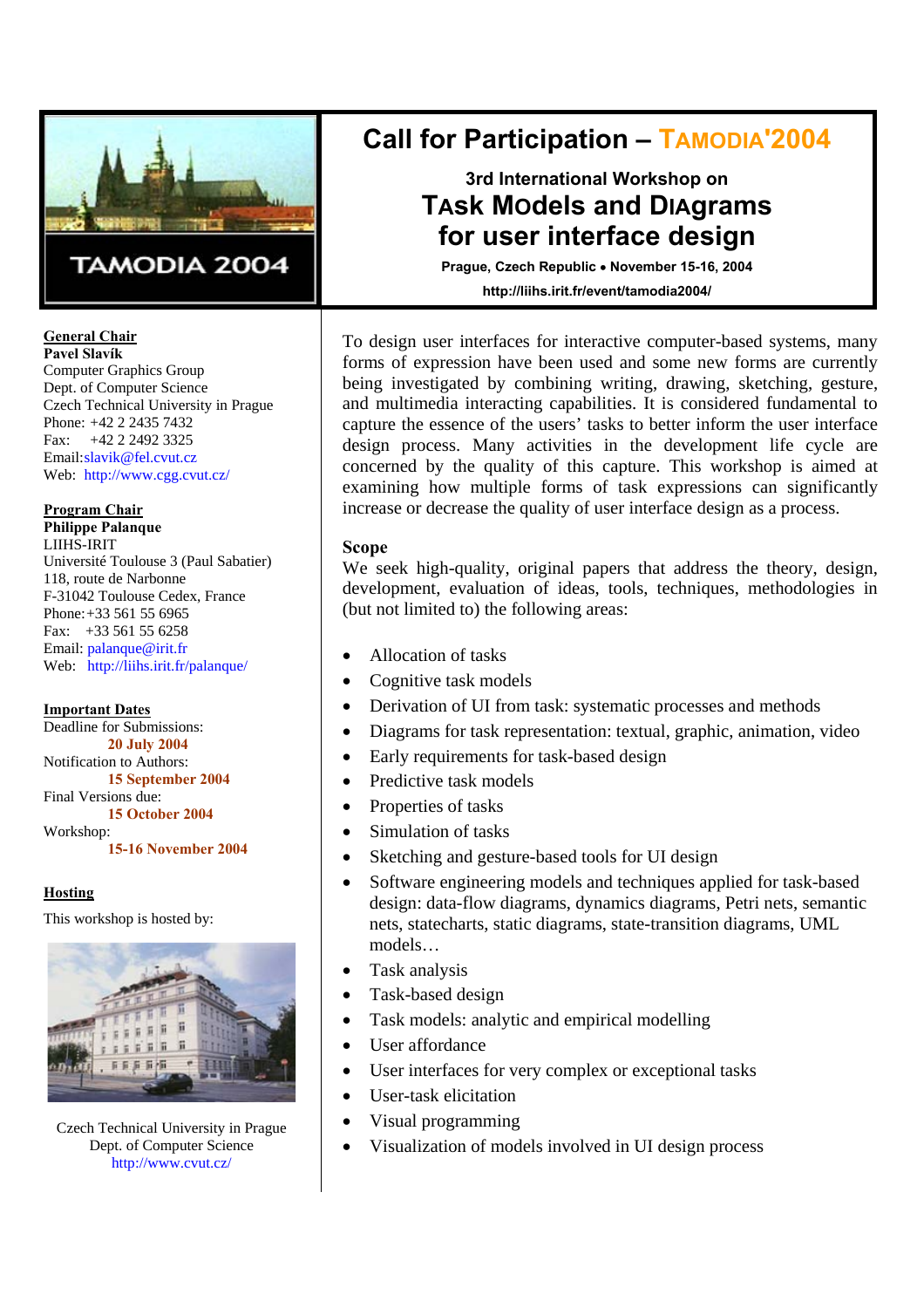# Call for Participation – TAMODIA'2004

## 3rd International Workshop on
## TAsk MOdels and DIAgrams for user interface design

**Prague, Czech Republic • November 15-16, 2004**

**http://liihs.irit.fr/event/tamodia2004/**

To design user interfaces for interactive computer-based systems, many forms of expression have been used and some new forms are currently being investigated by combining writing, drawing, sketching, gesture, and multimedia interacting capabilities. It is considered fundamental to capture the essence of the users' tasks to better inform the user interface design process. Many activities in the development life cycle are concerned by the quality of this capture. This workshop is aimed at examining how multiple forms of task expressions can significantly increase or decrease the quality of user interface design as a process.

### Scope

We seek high-quality, original papers that address the theory, design, development, evaluation of ideas, tools, techniques, methodologies in (but not limited to) the following areas:

- Allocation of tasks
- Cognitive task models
- Derivation of UI from task: systematic processes and methods
- Diagrams for task representation: textual, graphic, animation, video
- Early requirements for task-based design
- Predictive task models
- Properties of tasks
- Simulation of tasks
- Sketching and gesture-based tools for UI design
- Software engineering models and techniques applied for task-based design: data-flow diagrams, dynamics diagrams, Petri nets, semantic nets, statecharts, static diagrams, state-transition diagrams, UML models…
- Task analysis
- Task-based design
- Task models: analytic and empirical modelling
- User affordance
- User interfaces for very complex or exceptional tasks
- User-task elicitation
- Visual programming
- Visualization of models involved in UI design process

### General Chair

**Pavel Slavík**
Computer Graphics Group
Dept. of Computer Science
Czech Technical University in Prague
Phone: +42 2 2435 7432
Fax: +42 2 2492 3325
Email: slavik@fel.cvut.cz
Web: http://www.cgg.cvut.cz/

### Program Chair

**Philippe Palanque**
LIIHS-IRIT
Université Toulouse 3 (Paul Sabatier)
118, route de Narbonne
F-31042 Toulouse Cedex, France
Phone: +33 561 55 6965
Fax: +33 561 55 6258
Email: palanque@irit.fr
Web: http://liihs.irit.fr/palanque/

### Important Dates

Deadline for Submissions: **20 July 2004**
Notification to Authors: **15 September 2004**
Final Versions due: **15 October 2004**
Workshop: **15-16 November 2004**

### Hosting

This workshop is hosted by:

Czech Technical University in Prague
Dept. of Computer Science
http://www.cvut.cz/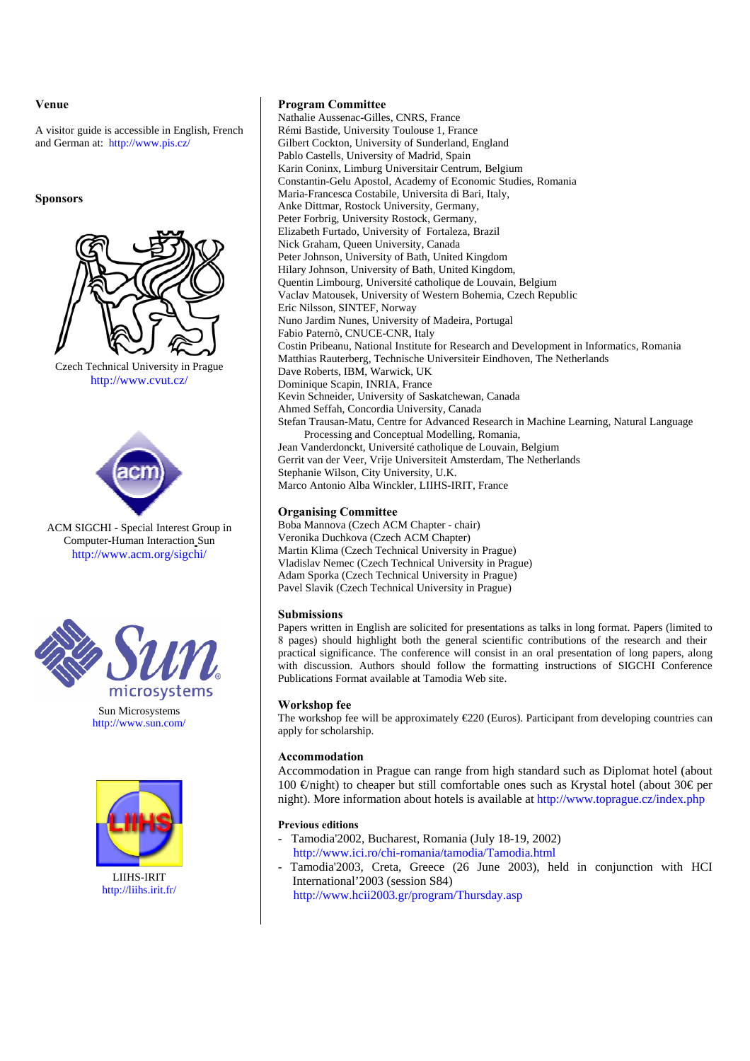## Venue

A visitor guide is accessible in English, French and German at: http://www.pis.cz/

## Sponsors

Czech Technical University in Prague
http://www.cvut.cz/

ACM SIGCHI - Special Interest Group in Computer-Human Interaction Sun
http://www.acm.org/sigchi/

Sun Microsystems
http://www.sun.com/

LIIHS-IRIT
http://liihs.irit.fr/

## Program Committee

Nathalie Aussenac-Gilles, CNRS, France
Rémi Bastide, University Toulouse 1, France
Gilbert Cockton, University of Sunderland, England
Pablo Castells, University of Madrid, Spain
Karin Coninx, Limburg Universitair Centrum, Belgium
Constantin-Gelu Apostol, Academy of Economic Studies, Romania
Maria-Francesca Costabile, Universita di Bari, Italy,
Anke Dittmar, Rostock University, Germany,
Peter Forbrig, University Rostock, Germany,
Elizabeth Furtado, University of Fortaleza, Brazil
Nick Graham, Queen University, Canada
Peter Johnson, University of Bath, United Kingdom
Hilary Johnson, University of Bath, United Kingdom,
Quentin Limbourg, Université catholique de Louvain, Belgium
Vaclav Matousek, University of Western Bohemia, Czech Republic
Eric Nilsson, SINTEF, Norway
Nuno Jardim Nunes, University of Madeira, Portugal
Fabio Paternò, CNUCE-CNR, Italy
Costin Pribeanu, National Institute for Research and Development in Informatics, Romania
Matthias Rauterberg, Technische Universiteir Eindhoven, The Netherlands
Dave Roberts, IBM, Warwick, UK
Dominique Scapin, INRIA, France
Kevin Schneider, University of Saskatchewan, Canada
Ahmed Seffah, Concordia University, Canada
Stefan Trausan-Matu, Centre for Advanced Research in Machine Learning, Natural Language Processing and Conceptual Modelling, Romania,
Jean Vanderdonckt, Université catholique de Louvain, Belgium
Gerrit van der Veer, Vrije Universiteit Amsterdam, The Netherlands
Stephanie Wilson, City University, U.K.
Marco Antonio Alba Winckler, LIIHS-IRIT, France

## Organising Committee

Boba Mannova (Czech ACM Chapter - chair)
Veronika Duchkova (Czech ACM Chapter)
Martin Klima (Czech Technical University in Prague)
Vladislav Nemec (Czech Technical University in Prague)
Adam Sporka (Czech Technical University in Prague)
Pavel Slavik (Czech Technical University in Prague)

## Submissions

Papers written in English are solicited for presentations as talks in long format. Papers (limited to 8 pages) should highlight both the general scientific contributions of the research and their practical significance. The conference will consist in an oral presentation of long papers, along with discussion. Authors should follow the formatting instructions of SIGCHI Conference Publications Format available at Tamodia Web site.

## Workshop fee

The workshop fee will be approximately €220 (Euros). Participant from developing countries can apply for scholarship.

## Accommodation

Accommodation in Prague can range from high standard such as Diplomat hotel (about 100 €/night) to cheaper but still comfortable ones such as Krystal hotel (about 30€ per night). More information about hotels is available at http://www.toprague.cz/index.php

### Previous editions

- Tamodia'2002, Bucharest, Romania (July 18-19, 2002)
  http://www.ici.ro/chi-romania/tamodia/Tamodia.html
- Tamodia'2003, Creta, Greece (26 June 2003), held in conjunction with HCI International'2003 (session S84)
  http://www.hcii2003.gr/program/Thursday.asp